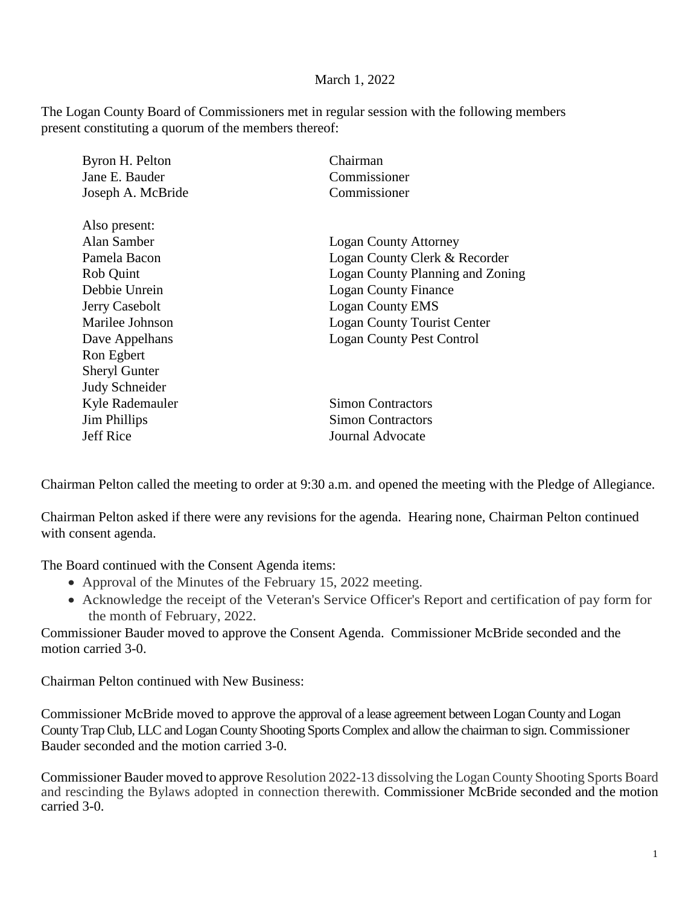March 1, 2022

The Logan County Board of Commissioners met in regular session with the following members present constituting a quorum of the members thereof:

| | |
|---|---|
| Byron H. Pelton | Chairman |
| Jane E. Bauder | Commissioner |
| Joseph A. McBride | Commissioner |
| | |
| Also present: | |
| Alan Samber | Logan County Attorney |
| Pamela Bacon | Logan County Clerk & Recorder |
| Rob Quint | Logan County Planning and Zoning |
| Debbie Unrein | Logan County Finance |
| Jerry Casebolt | Logan County EMS |
| Marilee Johnson | Logan County Tourist Center |
| Dave Appelhans | Logan County Pest Control |
| Ron Egbert | |
| Sheryl Gunter | |
| Judy Schneider | |
| Kyle Rademauler | Simon Contractors |
| Jim Phillips | Simon Contractors |
| Jeff Rice | Journal Advocate |

Chairman Pelton called the meeting to order at 9:30 a.m. and opened the meeting with the Pledge of Allegiance.

Chairman Pelton asked if there were any revisions for the agenda. Hearing none, Chairman Pelton continued with consent agenda.

The Board continued with the Consent Agenda items:

- Approval of the Minutes of the February 15, 2022 meeting.
- Acknowledge the receipt of the Veteran's Service Officer's Report and certification of pay form for the month of February, 2022.

Commissioner Bauder moved to approve the Consent Agenda. Commissioner McBride seconded and the motion carried 3-0.

Chairman Pelton continued with New Business:

Commissioner McBride moved to approve the approval of a lease agreement between Logan County and Logan County Trap Club, LLC and Logan County Shooting Sports Complex and allow the chairman to sign. Commissioner Bauder seconded and the motion carried 3-0.

Commissioner Bauder moved to approve Resolution 2022-13 dissolving the Logan County Shooting Sports Board and rescinding the Bylaws adopted in connection therewith. Commissioner McBride seconded and the motion carried 3-0.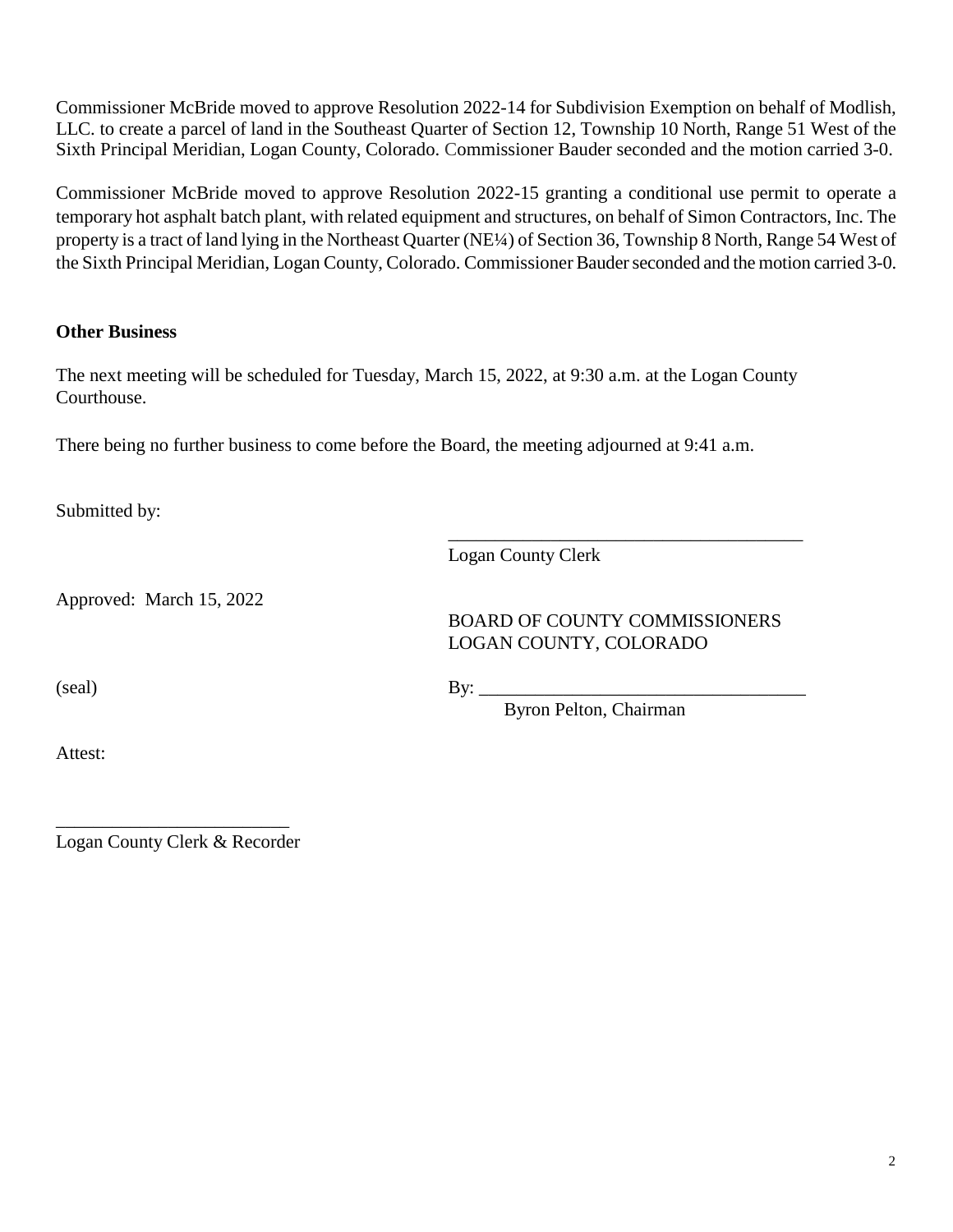Commissioner McBride moved to approve Resolution 2022-14 for Subdivision Exemption on behalf of Modlish, LLC. to create a parcel of land in the Southeast Quarter of Section 12, Township 10 North, Range 51 West of the Sixth Principal Meridian, Logan County, Colorado. Commissioner Bauder seconded and the motion carried 3-0.

Commissioner McBride moved to approve Resolution 2022-15 granting a conditional use permit to operate a temporary hot asphalt batch plant, with related equipment and structures, on behalf of Simon Contractors, Inc. The property is a tract of land lying in the Northeast Quarter (NE¼) of Section 36, Township 8 North, Range 54 West of the Sixth Principal Meridian, Logan County, Colorado. Commissioner Bauder seconded and the motion carried 3-0.

**Other Business**

The next meeting will be scheduled for Tuesday, March 15, 2022, at 9:30 a.m. at the Logan County Courthouse.

There being no further business to come before the Board, the meeting adjourned at 9:41 a.m.

Submitted by:

\_\_\_\_\_\_\_\_\_\_\_\_\_\_\_\_\_\_\_\_\_\_\_\_\_\_\_\_\_\_\_\_\_\_\_\_\_\_\_
Logan County Clerk

Approved: March 15, 2022

BOARD OF COUNTY COMMISSIONERS
LOGAN COUNTY, COLORADO

(seal)

By: \_\_\_\_\_\_\_\_\_\_\_\_\_\_\_\_\_\_\_\_\_\_\_\_\_\_\_\_\_\_\_\_\_\_\_
Byron Pelton, Chairman

Attest:

\_\_\_\_\_\_\_\_\_\_\_\_\_\_\_\_\_\_\_\_\_\_\_\_\_
Logan County Clerk & Recorder